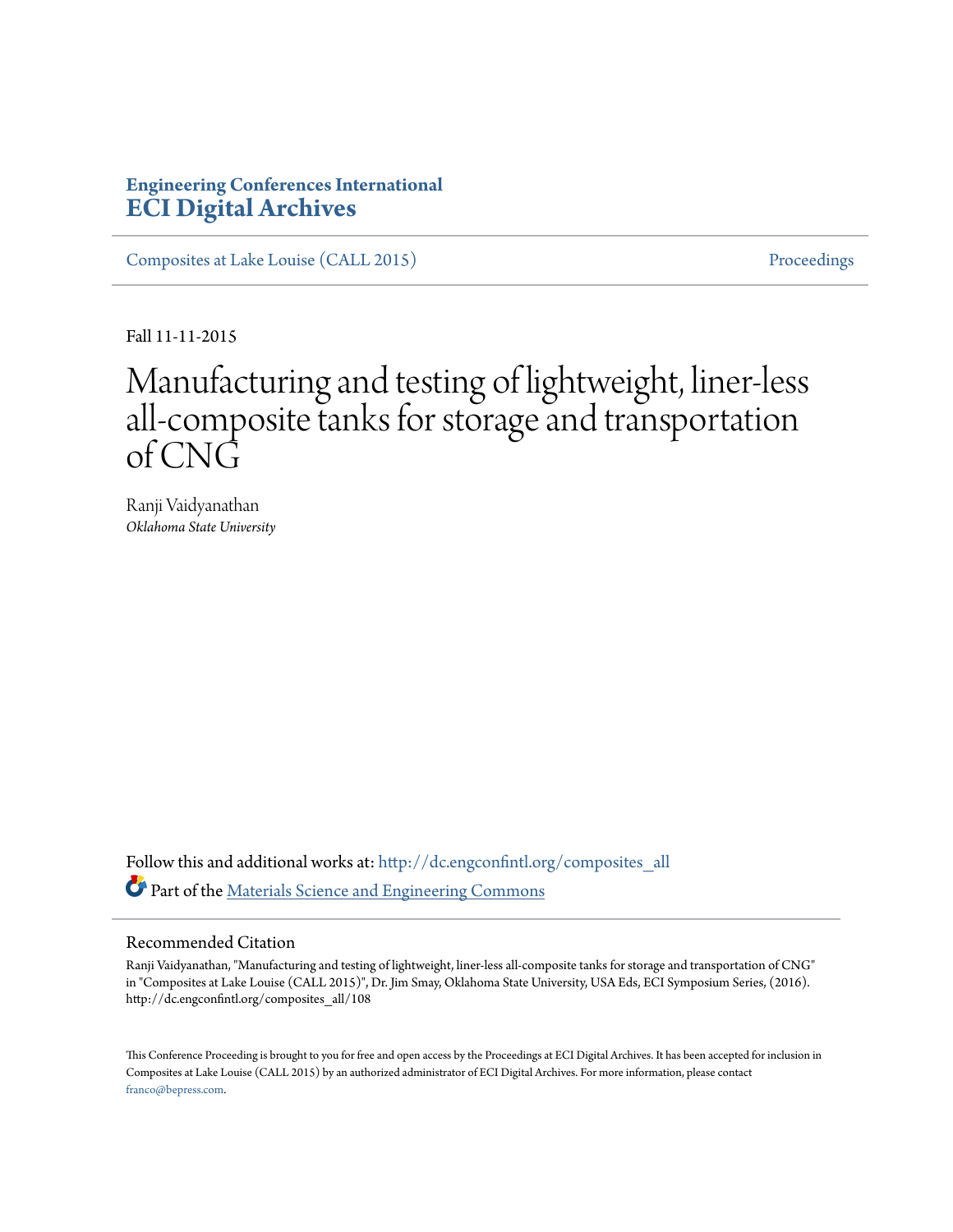# Engineering Conferences International
# ECI Digital Archives

Composites at Lake Louise (CALL 2015) Proceedings

Fall 11-11-2015

# Manufacturing and testing of lightweight, liner-less all-composite tanks for storage and transportation of CNG

Ranji Vaidyanathan
*Oklahoma State University*

Follow this and additional works at: http://dc.engconfintl.org/composites_all

Part of the Materials Science and Engineering Commons

## Recommended Citation

Ranji Vaidyanathan, "Manufacturing and testing of lightweight, liner-less all-composite tanks for storage and transportation of CNG" in "Composites at Lake Louise (CALL 2015)", Dr. Jim Smay, Oklahoma State University, USA Eds, ECI Symposium Series, (2016). http://dc.engconfintl.org/composites_all/108

This Conference Proceeding is brought to you for free and open access by the Proceedings at ECI Digital Archives. It has been accepted for inclusion in Composites at Lake Louise (CALL 2015) by an authorized administrator of ECI Digital Archives. For more information, please contact franco@bepress.com.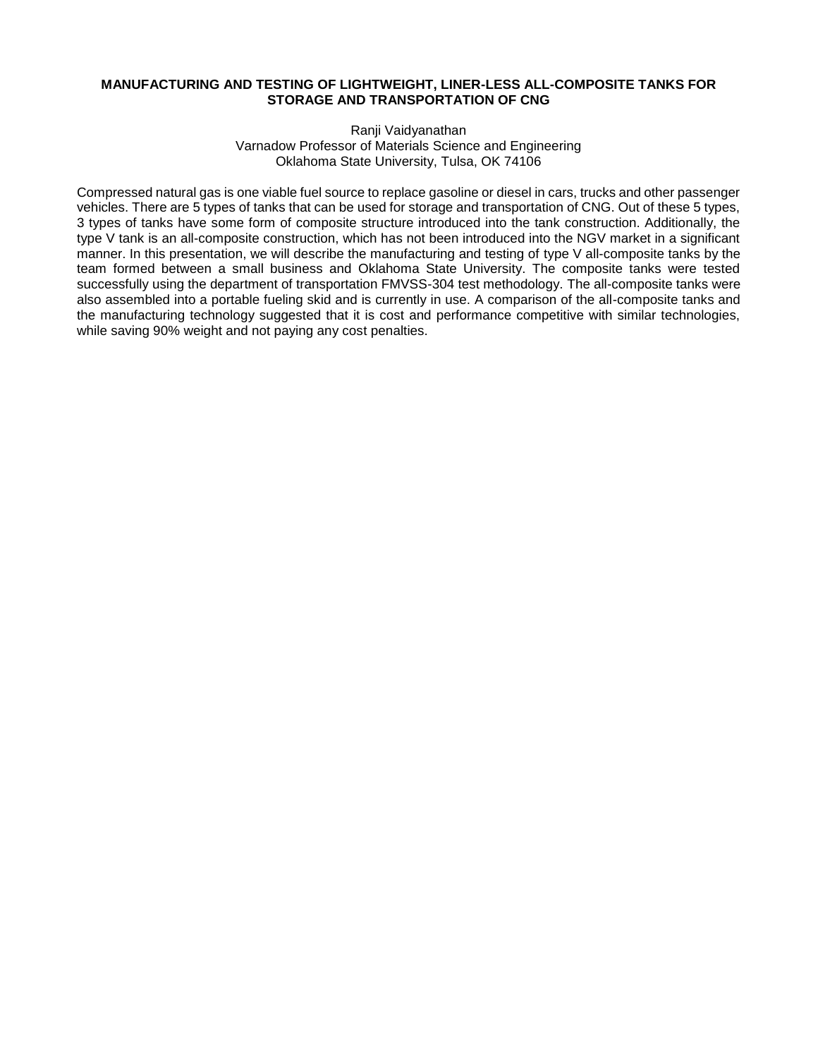# MANUFACTURING AND TESTING OF LIGHTWEIGHT, LINER-LESS ALL-COMPOSITE TANKS FOR STORAGE AND TRANSPORTATION OF CNG

Ranji Vaidyanathan
Varnadow Professor of Materials Science and Engineering
Oklahoma State University, Tulsa, OK 74106

Compressed natural gas is one viable fuel source to replace gasoline or diesel in cars, trucks and other passenger vehicles. There are 5 types of tanks that can be used for storage and transportation of CNG. Out of these 5 types, 3 types of tanks have some form of composite structure introduced into the tank construction. Additionally, the type V tank is an all-composite construction, which has not been introduced into the NGV market in a significant manner. In this presentation, we will describe the manufacturing and testing of type V all-composite tanks by the team formed between a small business and Oklahoma State University. The composite tanks were tested successfully using the department of transportation FMVSS-304 test methodology. The all-composite tanks were also assembled into a portable fueling skid and is currently in use. A comparison of the all-composite tanks and the manufacturing technology suggested that it is cost and performance competitive with similar technologies, while saving 90% weight and not paying any cost penalties.